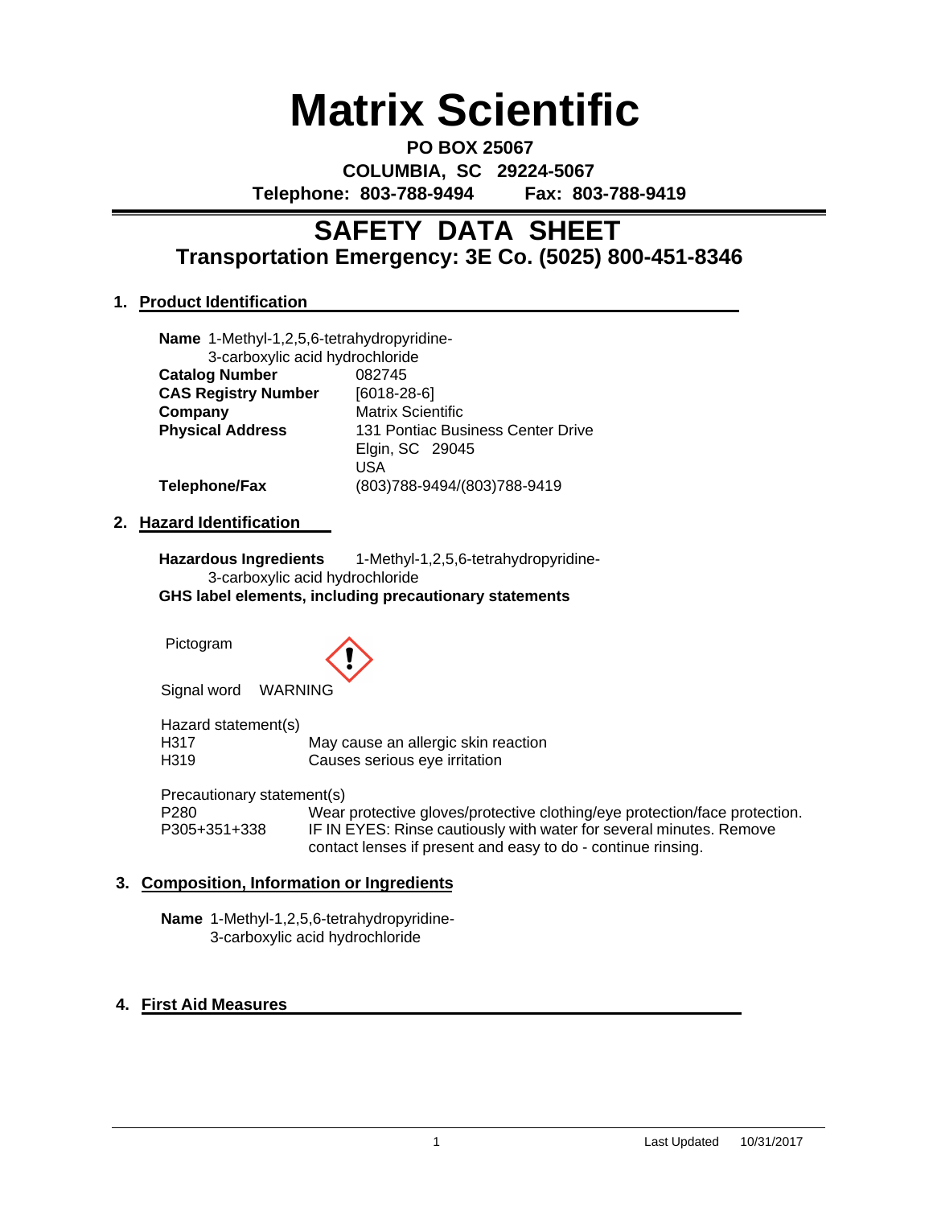# Matrix Scientific

**PO BOX 25067**
**COLUMBIA, SC 29224-5067**
**Telephone: 803-788-9494 Fax: 803-788-9419**

## SAFETY DATA SHEET
### Transportation Emergency: 3E Co. (5025) 800-451-8346

### 1. Product Identification

| | |
|---|---|
| **Name** | 1-Methyl-1,2,5,6-tetrahydropyridine-3-carboxylic acid hydrochloride |
| **Catalog Number** | 082745 |
| **CAS Registry Number** | [6018-28-6] |
| **Company** | Matrix Scientific |
| **Physical Address** | 131 Pontiac Business Center Drive<br>Elgin, SC 29045<br>USA |
| **Telephone/Fax** | (803)788-9494/(803)788-9419 |

### 2. Hazard Identification

**Hazardous Ingredients** 1-Methyl-1,2,5,6-tetrahydropyridine-3-carboxylic acid hydrochloride

**GHS label elements, including precautionary statements**

Pictogram

Signal word WARNING

Hazard statement(s)

| | |
|---|---|
| H317 | May cause an allergic skin reaction |
| H319 | Causes serious eye irritation |

Precautionary statement(s)

| | |
|---|---|
| P280 | Wear protective gloves/protective clothing/eye protection/face protection. |
| P305+351+338 | IF IN EYES: Rinse cautiously with water for several minutes. Remove contact lenses if present and easy to do - continue rinsing. |

### 3. Composition, Information or Ingredients

**Name** 1-Methyl-1,2,5,6-tetrahydropyridine-3-carboxylic acid hydrochloride

### 4. First Aid Measures

Last Updated 10/31/2017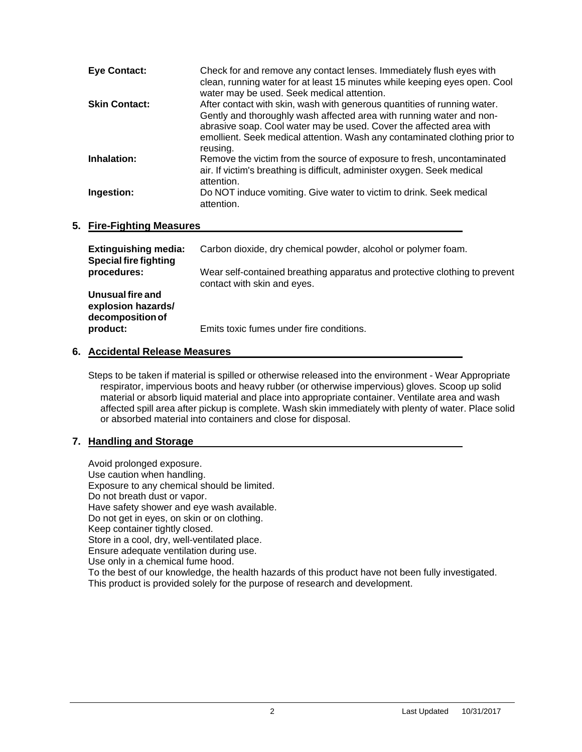**Eye Contact:** Check for and remove any contact lenses. Immediately flush eyes with clean, running water for at least 15 minutes while keeping eyes open. Cool water may be used. Seek medical attention.

**Skin Contact:** After contact with skin, wash with generous quantities of running water. Gently and thoroughly wash affected area with running water and non-abrasive soap. Cool water may be used. Cover the affected area with emollient. Seek medical attention. Wash any contaminated clothing prior to reusing.

**Inhalation:** Remove the victim from the source of exposure to fresh, uncontaminated air. If victim's breathing is difficult, administer oxygen. Seek medical attention.

**Ingestion:** Do NOT induce vomiting. Give water to victim to drink. Seek medical attention.

## 5. Fire-Fighting Measures

**Extinguishing media:** Carbon dioxide, dry chemical powder, alcohol or polymer foam.

**Special fire fighting procedures:** Wear self-contained breathing apparatus and protective clothing to prevent contact with skin and eyes.

**Unusual fire and explosion hazards/ decomposition of product:** Emits toxic fumes under fire conditions.

## 6. Accidental Release Measures

Steps to be taken if material is spilled or otherwise released into the environment - Wear Appropriate respirator, impervious boots and heavy rubber (or otherwise impervious) gloves. Scoop up solid material or absorb liquid material and place into appropriate container. Ventilate area and wash affected spill area after pickup is complete. Wash skin immediately with plenty of water. Place solid or absorbed material into containers and close for disposal.

## 7. Handling and Storage

Avoid prolonged exposure.
Use caution when handling.
Exposure to any chemical should be limited.
Do not breath dust or vapor.
Have safety shower and eye wash available.
Do not get in eyes, on skin or on clothing.
Keep container tightly closed.
Store in a cool, dry, well-ventilated place.
Ensure adequate ventilation during use.
Use only in a chemical fume hood.
To the best of our knowledge, the health hazards of this product have not been fully investigated.
This product is provided solely for the purpose of research and development.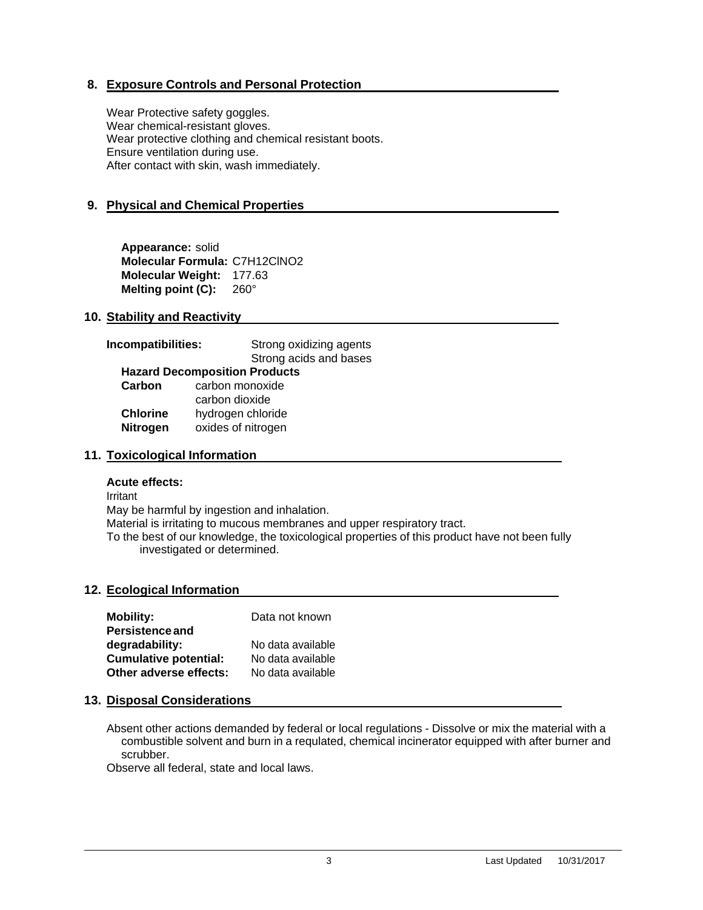## 8. Exposure Controls and Personal Protection

Wear Protective safety goggles.
Wear chemical-resistant gloves.
Wear protective clothing and chemical resistant boots.
Ensure ventilation during use.
After contact with skin, wash immediately.

## 9. Physical and Chemical Properties

**Appearance:** solid
**Molecular Formula:** $C7H12ClNO2$
**Molecular Weight:** 177.63
**Melting point (C):** 260°

## 10. Stability and Reactivity

**Incompatibilities:** Strong oxidizing agents
Strong acids and bases

**Hazard Decomposition Products**

| | |
|---|---|
| **Carbon** | carbon monoxide |
| | carbon dioxide |
| **Chlorine** | hydrogen chloride |
| **Nitrogen** | oxides of nitrogen |

## 11. Toxicological Information

**Acute effects:**

Irritant
May be harmful by ingestion and inhalation.
Material is irritating to mucous membranes and upper respiratory tract.
To the best of our knowledge, the toxicological properties of this product have not been fully investigated or determined.

## 12. Ecological Information

| | |
|---|---|
| **Mobility:** | Data not known |
| **Persistence and degradability:** | No data available |
| **Cumulative potential:** | No data available |
| **Other adverse effects:** | No data available |

## 13. Disposal Considerations

Absent other actions demanded by federal or local regulations - Dissolve or mix the material with a combustible solvent and burn in a requlated, chemical incinerator equipped with after burner and scrubber.
Observe all federal, state and local laws.

Last Updated 10/31/2017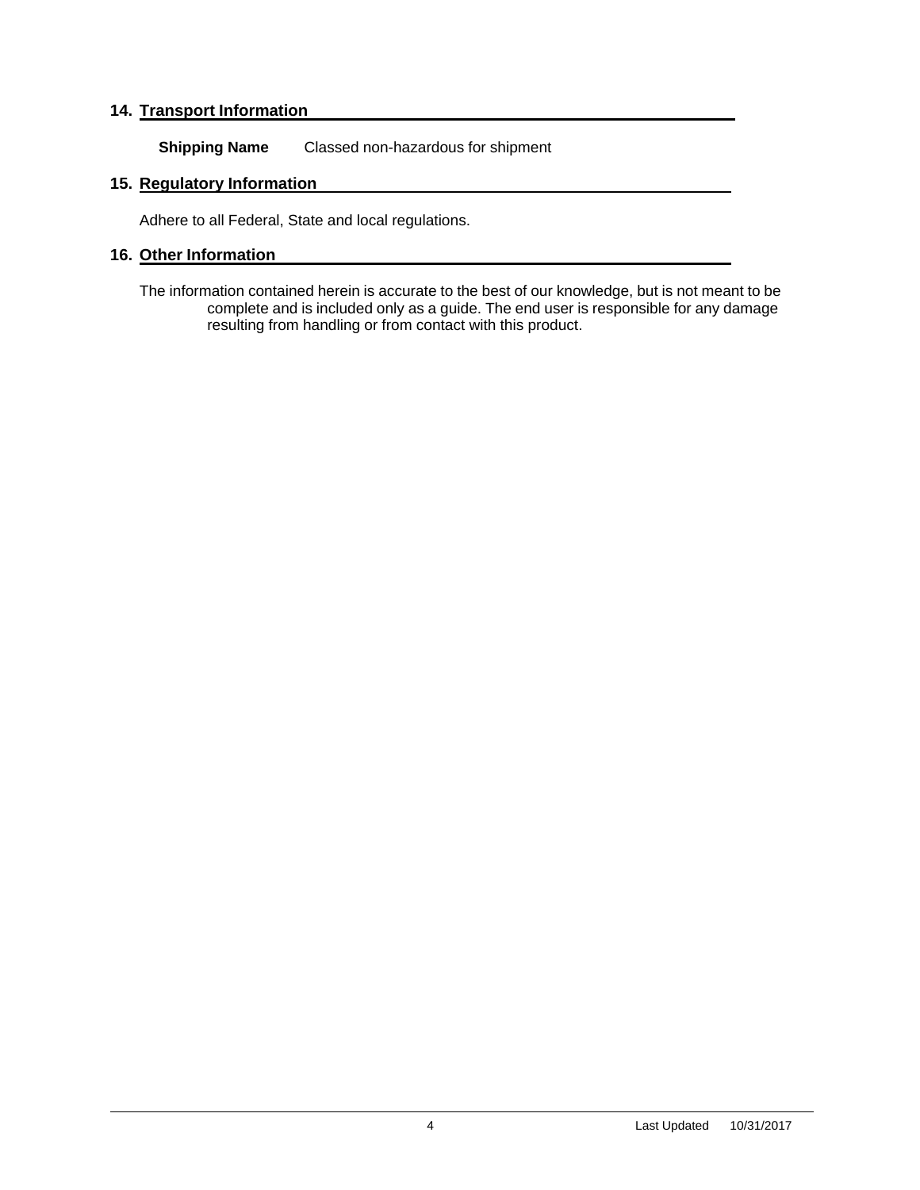## 14. Transport Information

**Shipping Name** Classed non-hazardous for shipment

## 15. Regulatory Information

Adhere to all Federal, State and local regulations.

## 16. Other Information

The information contained herein is accurate to the best of our knowledge, but is not meant to be complete and is included only as a guide. The end user is responsible for any damage resulting from handling or from contact with this product.

Last Updated 10/31/2017